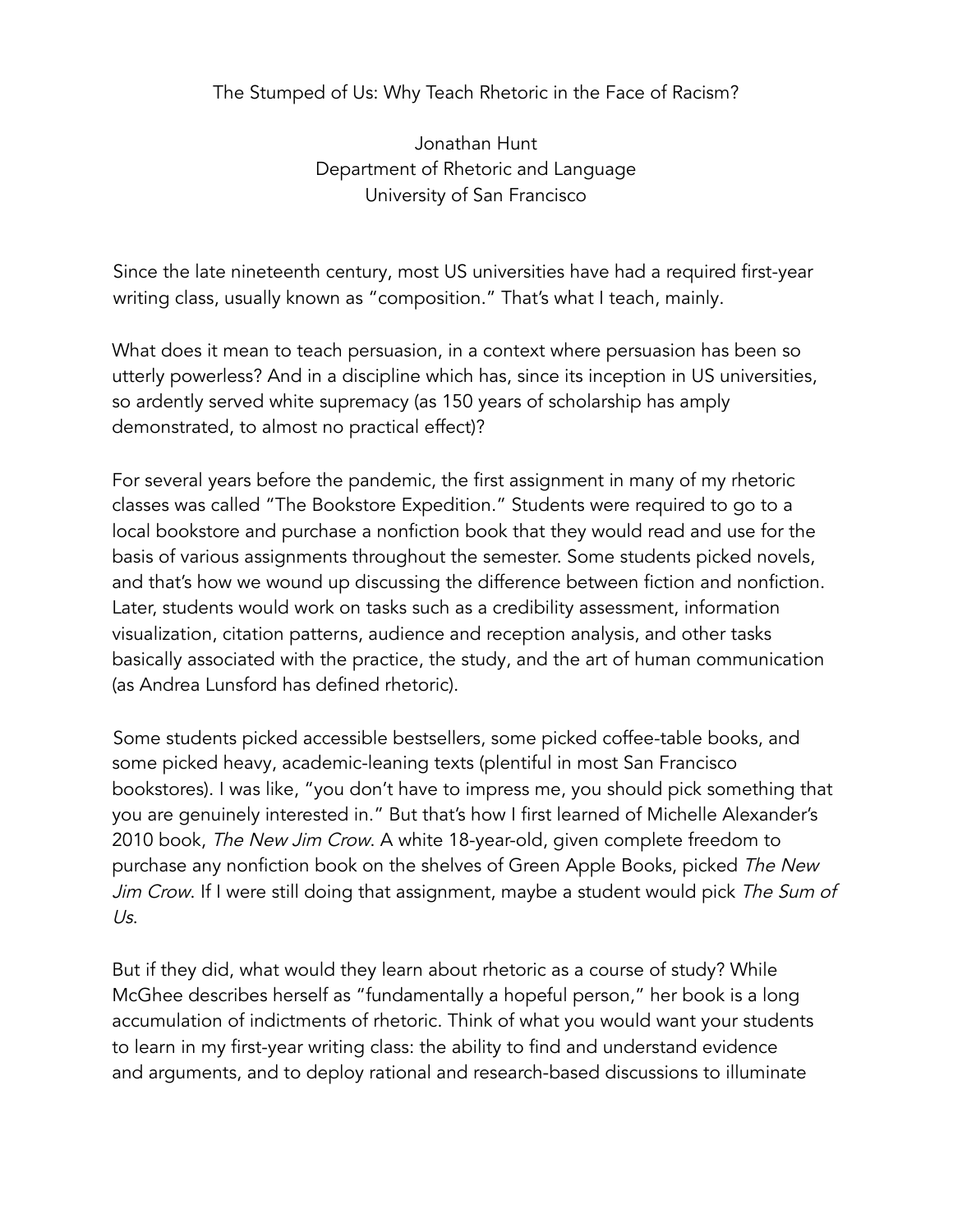# The Stumped of Us: Why Teach Rhetoric in the Face of Racism?

Jonathan Hunt
Department of Rhetoric and Language
University of San Francisco

Since the late nineteenth century, most US universities have had a required first-year writing class, usually known as "composition." That's what I teach, mainly.

What does it mean to teach persuasion, in a context where persuasion has been so utterly powerless? And in a discipline which has, since its inception in US universities, so ardently served white supremacy (as 150 years of scholarship has amply demonstrated, to almost no practical effect)?

For several years before the pandemic, the first assignment in many of my rhetoric classes was called "The Bookstore Expedition." Students were required to go to a local bookstore and purchase a nonfiction book that they would read and use for the basis of various assignments throughout the semester. Some students picked novels, and that's how we wound up discussing the difference between fiction and nonfiction. Later, students would work on tasks such as a credibility assessment, information visualization, citation patterns, audience and reception analysis, and other tasks basically associated with the practice, the study, and the art of human communication (as Andrea Lunsford has defined rhetoric).

Some students picked accessible bestsellers, some picked coffee-table books, and some picked heavy, academic-leaning texts (plentiful in most San Francisco bookstores). I was like, "you don't have to impress me, you should pick something that you are genuinely interested in." But that's how I first learned of Michelle Alexander's 2010 book, *The New Jim Crow*. A white 18-year-old, given complete freedom to purchase any nonfiction book on the shelves of Green Apple Books, picked *The New Jim Crow*. If I were still doing that assignment, maybe a student would pick *The Sum of Us*.

But if they did, what would they learn about rhetoric as a course of study? While McGhee describes herself as "fundamentally a hopeful person," her book is a long accumulation of indictments of rhetoric. Think of what you would want your students to learn in my first-year writing class: the ability to find and understand evidence and arguments, and to deploy rational and research-based discussions to illuminate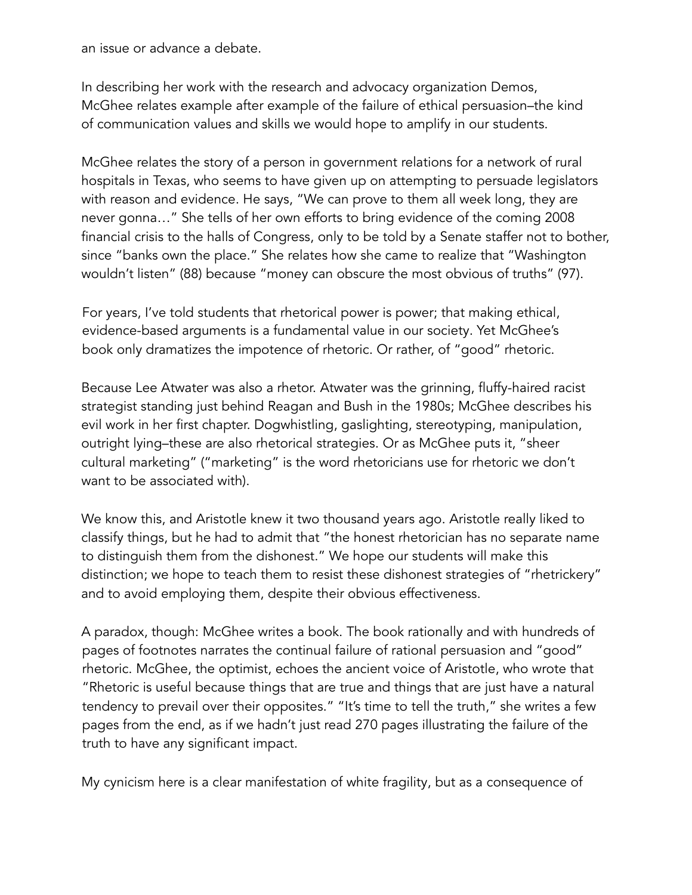an issue or advance a debate.

In describing her work with the research and advocacy organization Demos, McGhee relates example after example of the failure of ethical persuasion–the kind of communication values and skills we would hope to amplify in our students.

McGhee relates the story of a person in government relations for a network of rural hospitals in Texas, who seems to have given up on attempting to persuade legislators with reason and evidence. He says, "We can prove to them all week long, they are never gonna…" She tells of her own efforts to bring evidence of the coming 2008 financial crisis to the halls of Congress, only to be told by a Senate staffer not to bother, since "banks own the place." She relates how she came to realize that "Washington wouldn't listen" (88) because "money can obscure the most obvious of truths" (97).

For years, I've told students that rhetorical power is power; that making ethical, evidence-based arguments is a fundamental value in our society. Yet McGhee's book only dramatizes the impotence of rhetoric. Or rather, of "good" rhetoric.

Because Lee Atwater was also a rhetor. Atwater was the grinning, fluffy-haired racist strategist standing just behind Reagan and Bush in the 1980s; McGhee describes his evil work in her first chapter. Dogwhistling, gaslighting, stereotyping, manipulation, outright lying–these are also rhetorical strategies. Or as McGhee puts it, "sheer cultural marketing" ("marketing" is the word rhetoricians use for rhetoric we don't want to be associated with).

We know this, and Aristotle knew it two thousand years ago. Aristotle really liked to classify things, but he had to admit that "the honest rhetorician has no separate name to distinguish them from the dishonest." We hope our students will make this distinction; we hope to teach them to resist these dishonest strategies of "rhetrickery" and to avoid employing them, despite their obvious effectiveness.

A paradox, though: McGhee writes a book. The book rationally and with hundreds of pages of footnotes narrates the continual failure of rational persuasion and "good" rhetoric. McGhee, the optimist, echoes the ancient voice of Aristotle, who wrote that "Rhetoric is useful because things that are true and things that are just have a natural tendency to prevail over their opposites." "It's time to tell the truth," she writes a few pages from the end, as if we hadn't just read 270 pages illustrating the failure of the truth to have any significant impact.

My cynicism here is a clear manifestation of white fragility, but as a consequence of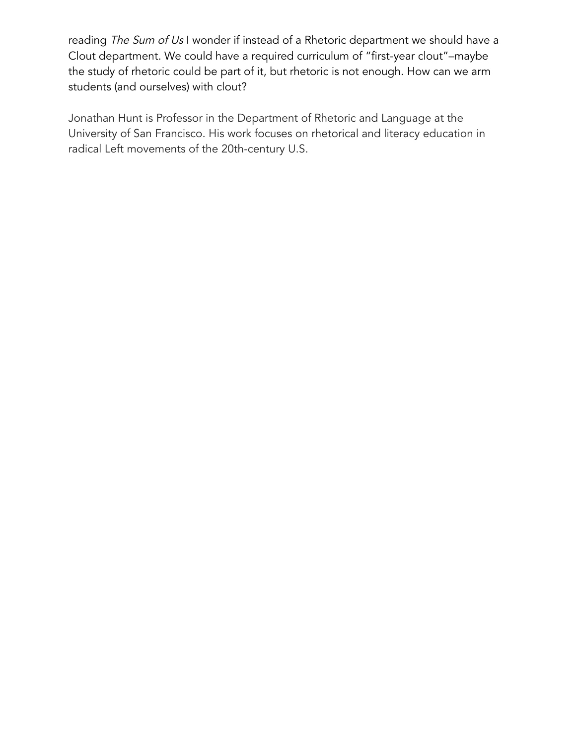reading *The Sum of Us* I wonder if instead of a Rhetoric department we should have a Clout department. We could have a required curriculum of "first-year clout"–maybe the study of rhetoric could be part of it, but rhetoric is not enough. How can we arm students (and ourselves) with clout?

Jonathan Hunt is Professor in the Department of Rhetoric and Language at the University of San Francisco. His work focuses on rhetorical and literacy education in radical Left movements of the 20th-century U.S.